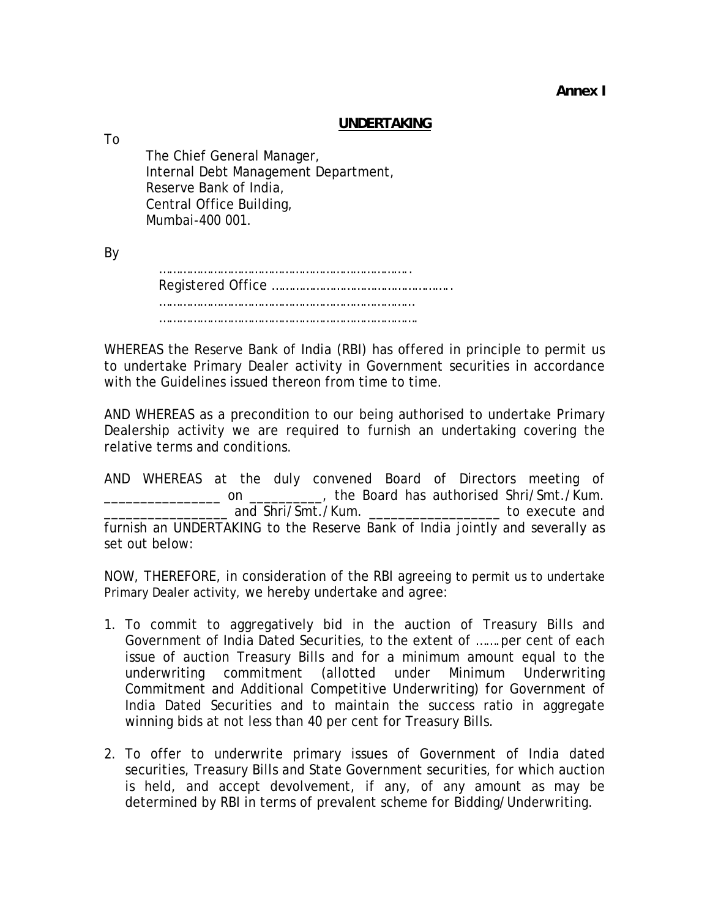**Annex I**

## UNDERTAKING

To

The Chief General Manager,
Internal Debt Management Department,
Reserve Bank of India,
Central Office Building,
Mumbai-400 001.

By

……………………………………………………………….
Registered Office ……………………………………………….
……………………………………………………………….
……………………………………………………………….

WHEREAS the Reserve Bank of India (RBI) has offered in principle to permit us to undertake Primary Dealer activity in Government securities in accordance with the Guidelines issued thereon from time to time.

AND WHEREAS as a precondition to our being authorised to undertake Primary Dealership activity we are required to furnish an undertaking covering the relative terms and conditions.

AND WHEREAS at the duly convened Board of Directors meeting of ________________ on __________, the Board has authorised Shri/Smt./Kum. _________________ and Shri/Smt./Kum. __________________ to execute and furnish an UNDERTAKING to the Reserve Bank of India jointly and severally as set out below:

NOW, THEREFORE, in consideration of the RBI agreeing to permit us to undertake Primary Dealer activity, we hereby undertake and agree:

1. To commit to aggregatively bid in the auction of Treasury Bills and Government of India Dated Securities, to the extent of …….per cent of each issue of auction Treasury Bills and for a minimum amount equal to the underwriting commitment (allotted under Minimum Underwriting Commitment and Additional Competitive Underwriting) for Government of India Dated Securities and to maintain the success ratio in aggregate winning bids at not less than 40 per cent for Treasury Bills.

2. To offer to underwrite primary issues of Government of India dated securities, Treasury Bills and State Government securities, for which auction is held, and accept devolvement, if any, of any amount as may be determined by RBI in terms of prevalent scheme for Bidding/Underwriting.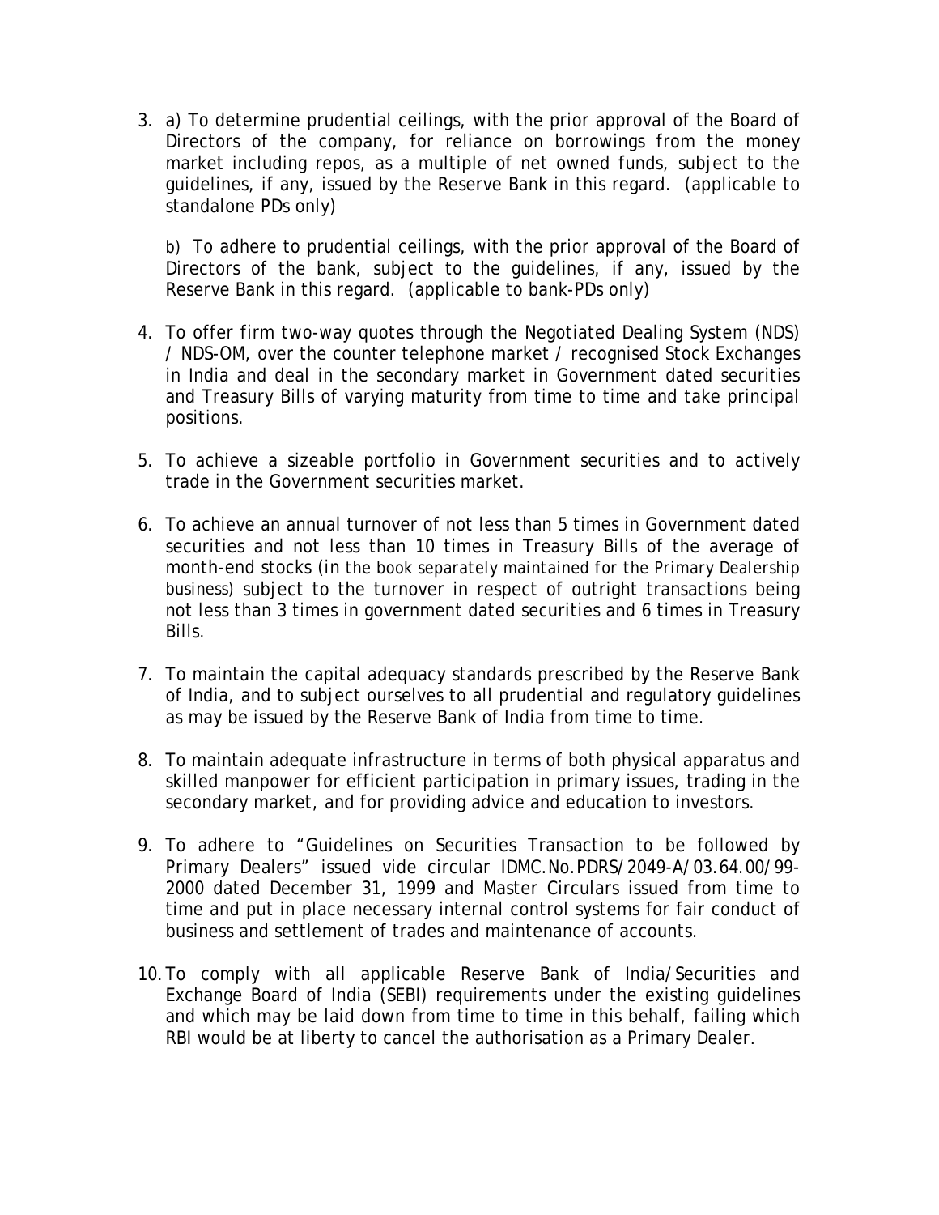3. a) To determine prudential ceilings, with the prior approval of the Board of Directors of the company, for reliance on borrowings from the money market including repos, as a multiple of net owned funds, subject to the guidelines, if any, issued by the Reserve Bank in this regard. (applicable to standalone PDs only)

   b) To adhere to prudential ceilings, with the prior approval of the Board of Directors of the bank, subject to the guidelines, if any, issued by the Reserve Bank in this regard. (applicable to bank-PDs only)

4. To offer firm two-way quotes through the Negotiated Dealing System (NDS) / NDS-OM, over the counter telephone market / recognised Stock Exchanges in India and deal in the secondary market in Government dated securities and Treasury Bills of varying maturity from time to time and take principal positions.

5. To achieve a sizeable portfolio in Government securities and to actively trade in the Government securities market.

6. To achieve an annual turnover of not less than 5 times in Government dated securities and not less than 10 times in Treasury Bills of the average of month-end stocks (in the book separately maintained for the Primary Dealership business) subject to the turnover in respect of outright transactions being not less than 3 times in government dated securities and 6 times in Treasury Bills.

7. To maintain the capital adequacy standards prescribed by the Reserve Bank of India, and to subject ourselves to all prudential and regulatory guidelines as may be issued by the Reserve Bank of India from time to time.

8. To maintain adequate infrastructure in terms of both physical apparatus and skilled manpower for efficient participation in primary issues, trading in the secondary market, and for providing advice and education to investors.

9. To adhere to "Guidelines on Securities Transaction to be followed by Primary Dealers" issued vide circular IDMC.No.PDRS/2049-A/03.64.00/99-2000 dated December 31, 1999 and Master Circulars issued from time to time and put in place necessary internal control systems for fair conduct of business and settlement of trades and maintenance of accounts.

10. To comply with all applicable Reserve Bank of India/Securities and Exchange Board of India (SEBI) requirements under the existing guidelines and which may be laid down from time to time in this behalf, failing which RBI would be at liberty to cancel the authorisation as a Primary Dealer.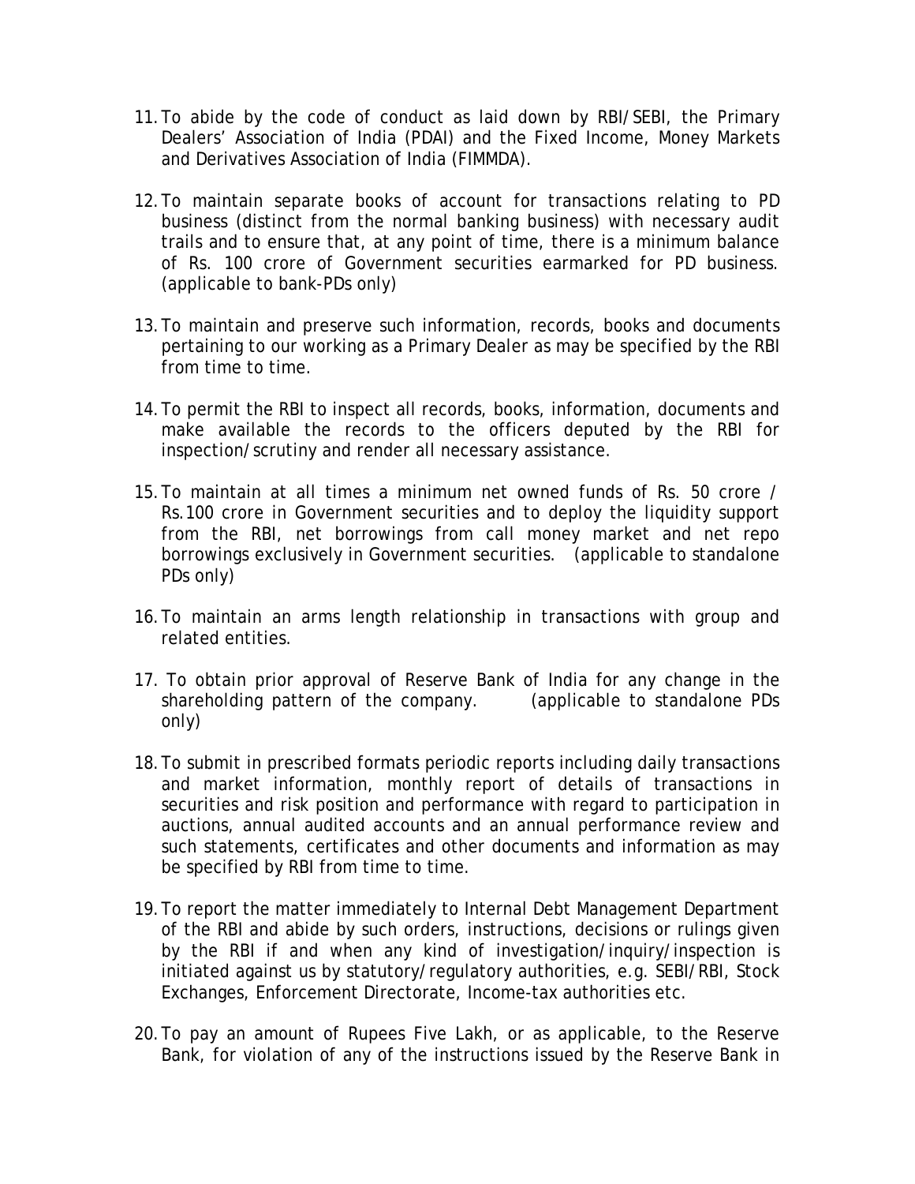11. To abide by the code of conduct as laid down by RBI/SEBI, the Primary Dealers' Association of India (PDAI) and the Fixed Income, Money Markets and Derivatives Association of India (FIMMDA).

12. To maintain separate books of account for transactions relating to PD business (distinct from the normal banking business) with necessary audit trails and to ensure that, at any point of time, there is a minimum balance of Rs. 100 crore of Government securities earmarked for PD business. (applicable to bank-PDs only)

13. To maintain and preserve such information, records, books and documents pertaining to our working as a Primary Dealer as may be specified by the RBI from time to time.

14. To permit the RBI to inspect all records, books, information, documents and make available the records to the officers deputed by the RBI for inspection/scrutiny and render all necessary assistance.

15. To maintain at all times a minimum net owned funds of Rs. 50 crore / Rs.100 crore in Government securities and to deploy the liquidity support from the RBI, net borrowings from call money market and net repo borrowings exclusively in Government securities. (applicable to standalone PDs only)

16. To maintain an arms length relationship in transactions with group and related entities.

17. To obtain prior approval of Reserve Bank of India for any change in the shareholding pattern of the company. (applicable to standalone PDs only)

18. To submit in prescribed formats periodic reports including daily transactions and market information, monthly report of details of transactions in securities and risk position and performance with regard to participation in auctions, annual audited accounts and an annual performance review and such statements, certificates and other documents and information as may be specified by RBI from time to time.

19. To report the matter immediately to Internal Debt Management Department of the RBI and abide by such orders, instructions, decisions or rulings given by the RBI if and when any kind of investigation/inquiry/inspection is initiated against us by statutory/regulatory authorities, e.g. SEBI/RBI, Stock Exchanges, Enforcement Directorate, Income-tax authorities etc.

20. To pay an amount of Rupees Five Lakh, or as applicable, to the Reserve Bank, for violation of any of the instructions issued by the Reserve Bank in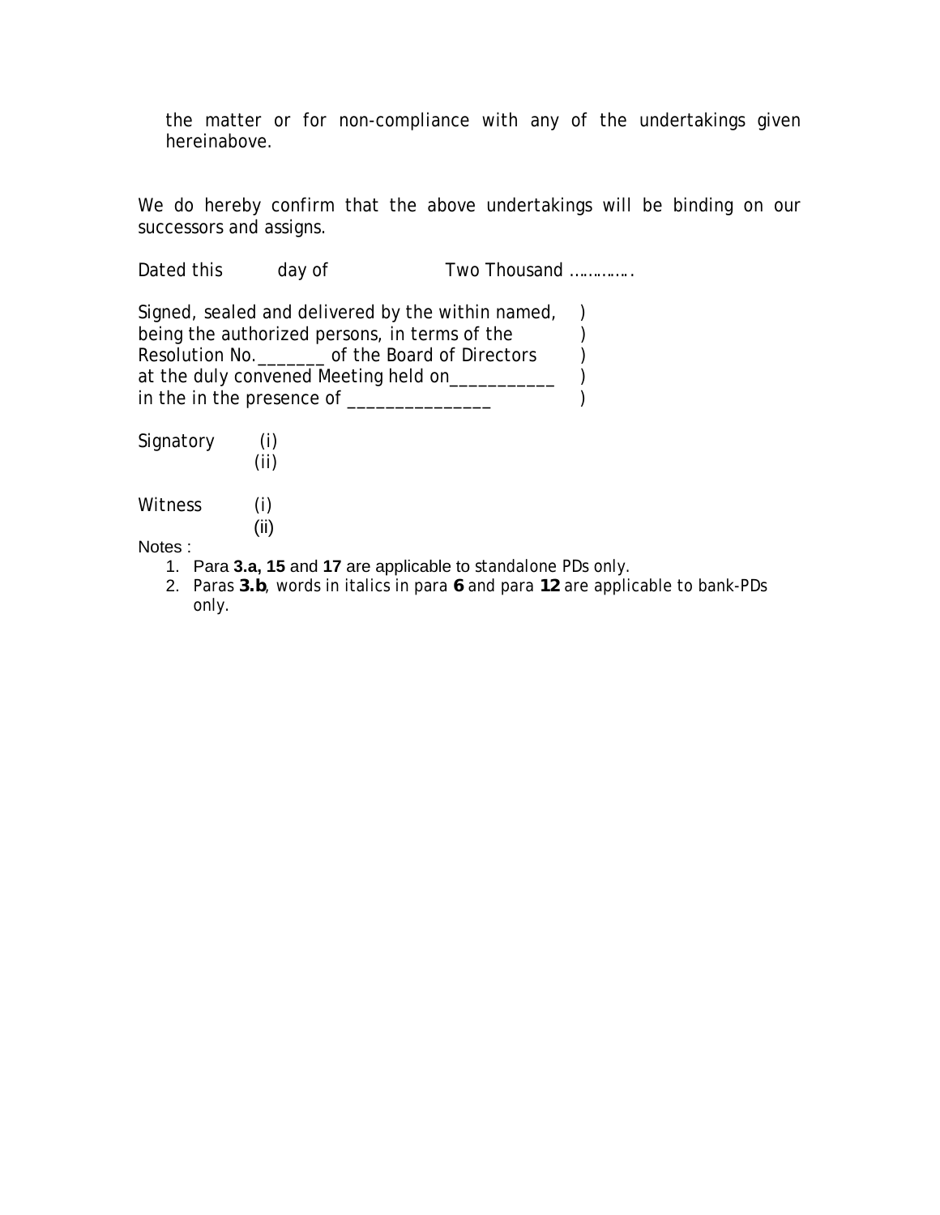the matter or for non-compliance with any of the undertakings given hereinabove.

We do hereby confirm that the above undertakings will be binding on our successors and assigns.

Dated this day of Two Thousand ………….

Signed, sealed and delivered by the within named, )
being the authorized persons, in terms of the )
Resolution No._______ of the Board of Directors )
at the duly convened Meeting held on___________ )
in the in the presence of _______________ )

Signatory (i)
(ii)

Witness (i)
(ii)

Notes :

1. Para **3.a, 15** and **17** are applicable to standalone PDs only.
2. Paras **3.b**, *words in italics* in para **6** and para **12** are applicable to bank-PDs only.